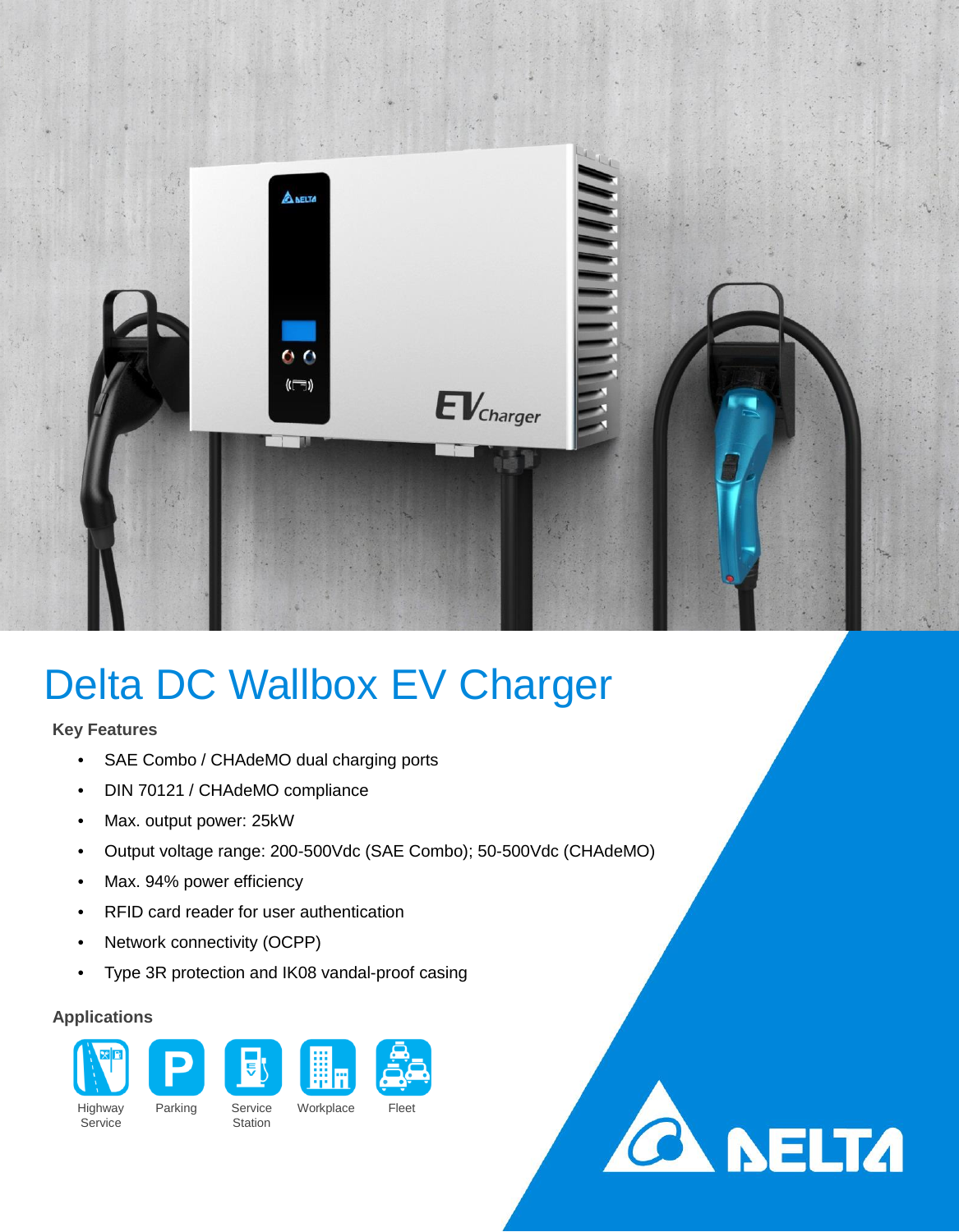# Delta DC Wallbox EV Charger

### Key Features

- SAE Combo / CHAdeMO dual charging ports
- DIN 70121 / CHAdeMO compliance
- Max. output power: 25kW
- Output voltage range: 200-500Vdc (SAE Combo); 50-500Vdc (CHAdeMO)
- Max. 94% power efficiency
- RFID card reader for user authentication
- Network connectivity (OCPP)
- Type 3R protection and IK08 vandal-proof casing

### Applications

Highway Service

Parking

Service Station

Workplace

Fleet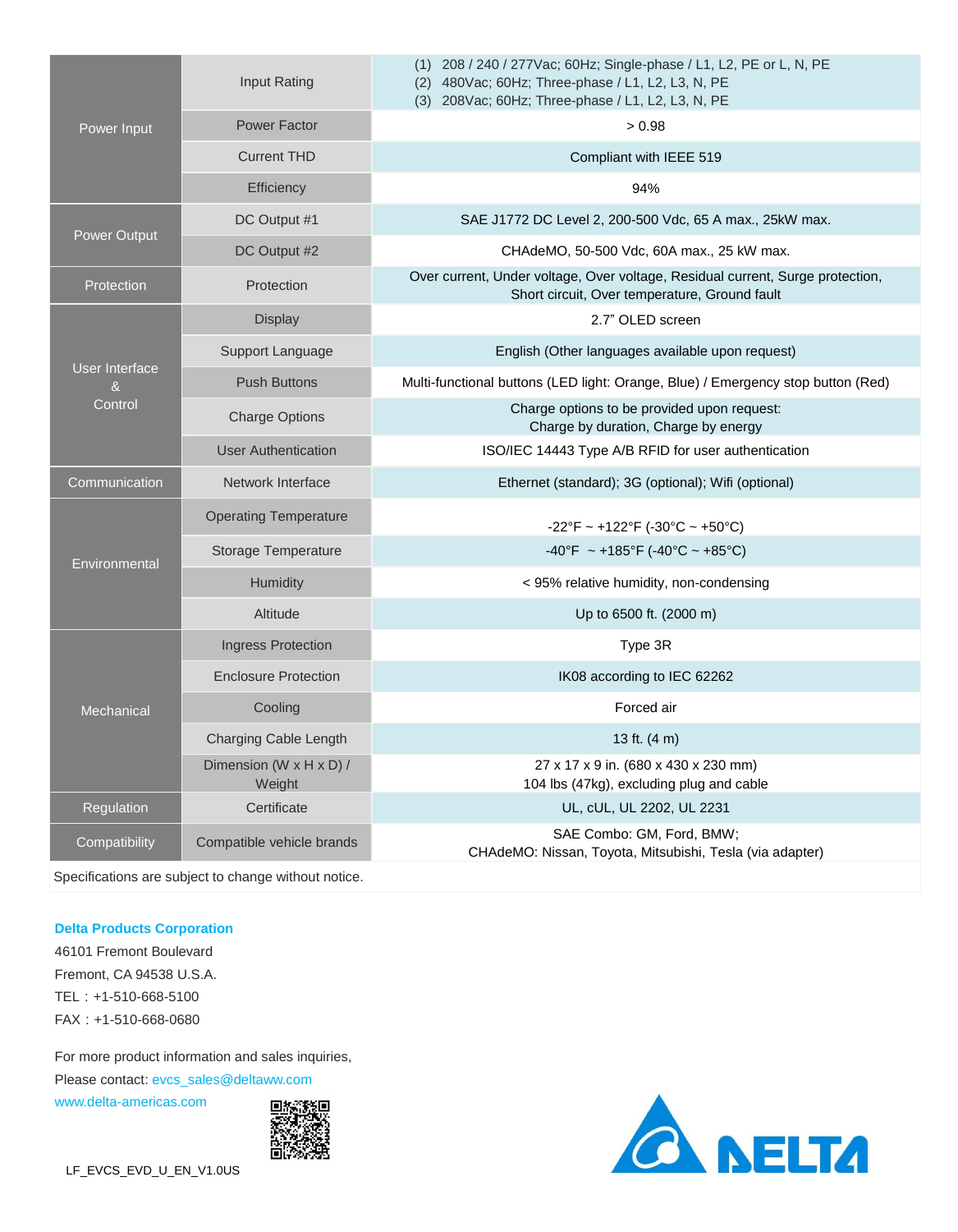| | | |
|---|---|---|
| Power Input | Input Rating | (1) 208 / 240 / 277Vac; 60Hz; Single-phase / L1, L2, PE or L, N, PE<br>(2) 480Vac; 60Hz; Three-phase / L1, L2, L3, N, PE<br>(3) 208Vac; 60Hz; Three-phase / L1, L2, L3, N, PE |
| | Power Factor | > 0.98 |
| | Current THD | Compliant with IEEE 519 |
| | Efficiency | 94% |
| Power Output | DC Output #1 | SAE J1772 DC Level 2, 200-500 Vdc, 65 A max., 25kW max. |
| | DC Output #2 | CHAdeMO, 50-500 Vdc, 60A max., 25 kW max. |
| Protection | Protection | Over current, Under voltage, Over voltage, Residual current, Surge protection, Short circuit, Over temperature, Ground fault |
| User Interface & Control | Display | 2.7" OLED screen |
| | Support Language | English (Other languages available upon request) |
| | Push Buttons | Multi-functional buttons (LED light: Orange, Blue) / Emergency stop button (Red) |
| | Charge Options | Charge options to be provided upon request:<br>Charge by duration, Charge by energy |
| | User Authentication | ISO/IEC 14443 Type A/B RFID for user authentication |
| Communication | Network Interface | Ethernet (standard); 3G (optional); Wifi (optional) |
| Environmental | Operating Temperature | -22°F ~ +122°F (-30°C ~ +50°C) |
| | Storage Temperature | -40°F ~ +185°F (-40°C ~ +85°C) |
| | Humidity | < 95% relative humidity, non-condensing |
| | Altitude | Up to 6500 ft. (2000 m) |
| Mechanical | Ingress Protection | Type 3R |
| | Enclosure Protection | IK08 according to IEC 62262 |
| | Cooling | Forced air |
| | Charging Cable Length | 13 ft. (4 m) |
| | Dimension (W x H x D) / Weight | 27 x 17 x 9 in. (680 x 430 x 230 mm)<br>104 lbs (47kg), excluding plug and cable |
| Regulation | Certificate | UL, cUL, UL 2202, UL 2231 |
| Compatibility | Compatible vehicle brands | SAE Combo: GM, Ford, BMW;<br>CHAdeMO: Nissan, Toyota, Mitsubishi, Tesla (via adapter) |

Specifications are subject to change without notice.

**Delta Products Corporation**

46101 Fremont Boulevard

Fremont, CA 94538 U.S.A.

TEL：+1-510-668-5100

FAX：+1-510-668-0680

For more product information and sales inquiries,

Please contact: evcs_sales@deltaww.com

www.delta-americas.com

DELTA

LF_EVCS_EVD_U_EN_V1.0US